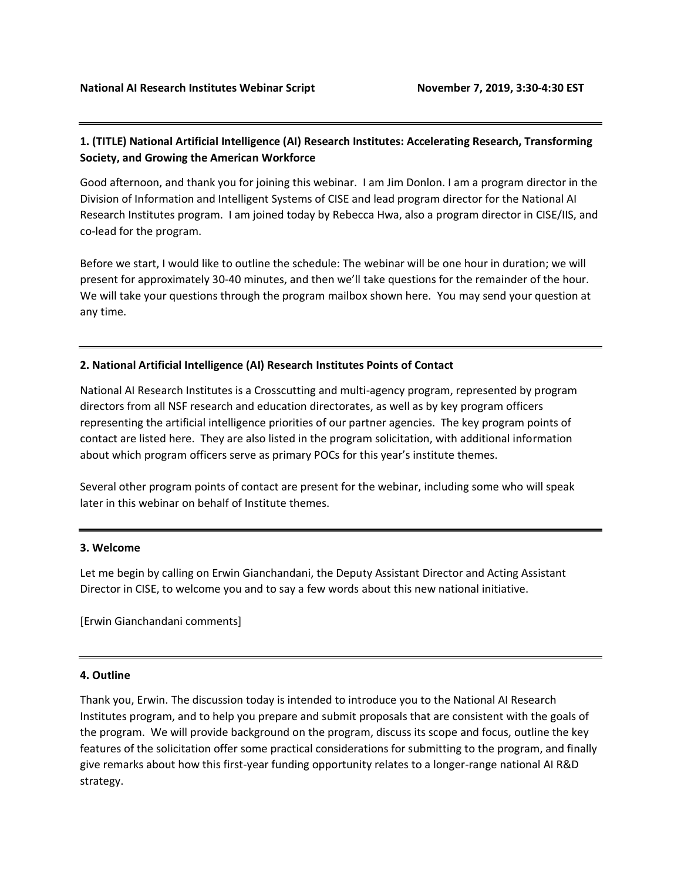**National AI Research Institutes Webinar Script** **November 7, 2019, 3:30-4:30 EST**

---

### 1. (TITLE) National Artificial Intelligence (AI) Research Institutes: Accelerating Research, Transforming Society, and Growing the American Workforce

Good afternoon, and thank you for joining this webinar. I am Jim Donlon. I am a program director in the Division of Information and Intelligent Systems of CISE and lead program director for the National AI Research Institutes program. I am joined today by Rebecca Hwa, also a program director in CISE/IIS, and co-lead for the program.

Before we start, I would like to outline the schedule: The webinar will be one hour in duration; we will present for approximately 30-40 minutes, and then we'll take questions for the remainder of the hour. We will take your questions through the program mailbox shown here. You may send your question at any time.

---

### 2. National Artificial Intelligence (AI) Research Institutes Points of Contact

National AI Research Institutes is a Crosscutting and multi-agency program, represented by program directors from all NSF research and education directorates, as well as by key program officers representing the artificial intelligence priorities of our partner agencies. The key program points of contact are listed here. They are also listed in the program solicitation, with additional information about which program officers serve as primary POCs for this year's institute themes.

Several other program points of contact are present for the webinar, including some who will speak later in this webinar on behalf of Institute themes.

---

### 3. Welcome

Let me begin by calling on Erwin Gianchandani, the Deputy Assistant Director and Acting Assistant Director in CISE, to welcome you and to say a few words about this new national initiative.

[Erwin Gianchandani comments]

---

### 4. Outline

Thank you, Erwin. The discussion today is intended to introduce you to the National AI Research Institutes program, and to help you prepare and submit proposals that are consistent with the goals of the program. We will provide background on the program, discuss its scope and focus, outline the key features of the solicitation offer some practical considerations for submitting to the program, and finally give remarks about how this first-year funding opportunity relates to a longer-range national AI R&D strategy.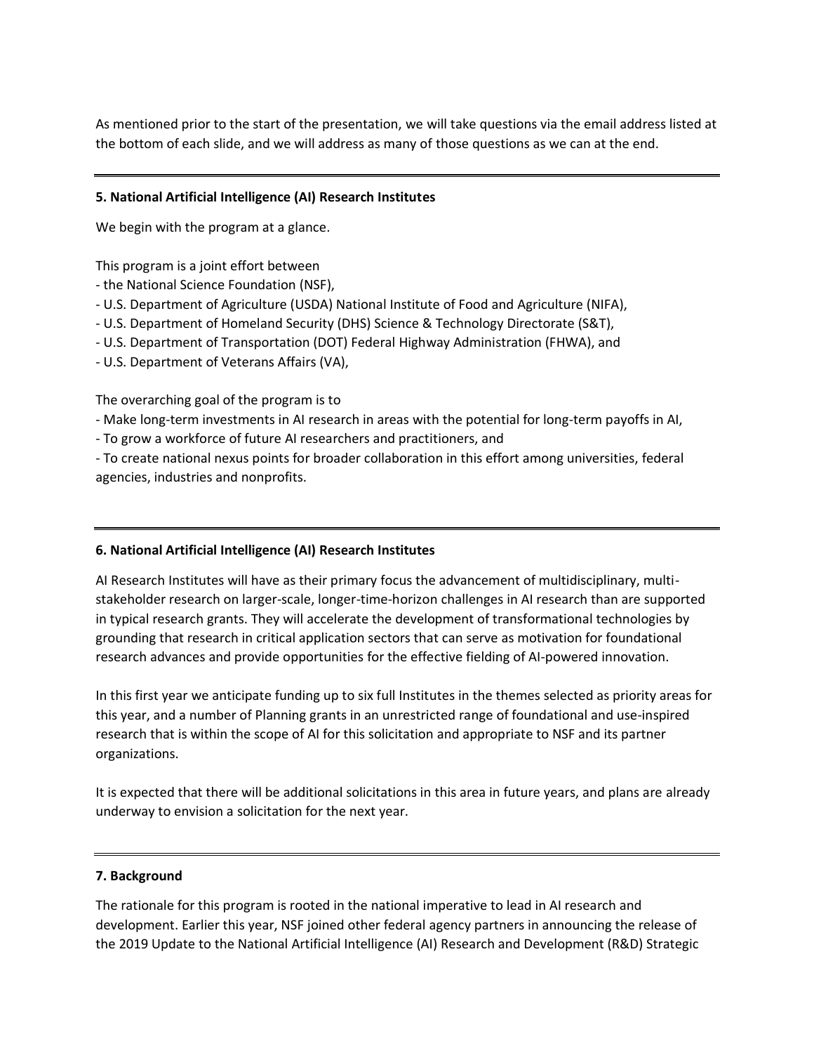As mentioned prior to the start of the presentation, we will take questions via the email address listed at the bottom of each slide, and we will address as many of those questions as we can at the end.

---

**5. National Artificial Intelligence (AI) Research Institutes**

We begin with the program at a glance.

This program is a joint effort between
- the National Science Foundation (NSF),
- U.S. Department of Agriculture (USDA) National Institute of Food and Agriculture (NIFA),
- U.S. Department of Homeland Security (DHS) Science & Technology Directorate (S&T),
- U.S. Department of Transportation (DOT) Federal Highway Administration (FHWA), and
- U.S. Department of Veterans Affairs (VA),

The overarching goal of the program is to
- Make long-term investments in AI research in areas with the potential for long-term payoffs in AI,
- To grow a workforce of future AI researchers and practitioners, and
- To create national nexus points for broader collaboration in this effort among universities, federal agencies, industries and nonprofits.

---

**6. National Artificial Intelligence (AI) Research Institutes**

AI Research Institutes will have as their primary focus the advancement of multidisciplinary, multi-stakeholder research on larger-scale, longer-time-horizon challenges in AI research than are supported in typical research grants. They will accelerate the development of transformational technologies by grounding that research in critical application sectors that can serve as motivation for foundational research advances and provide opportunities for the effective fielding of AI-powered innovation.

In this first year we anticipate funding up to six full Institutes in the themes selected as priority areas for this year, and a number of Planning grants in an unrestricted range of foundational and use-inspired research that is within the scope of AI for this solicitation and appropriate to NSF and its partner organizations.

It is expected that there will be additional solicitations in this area in future years, and plans are already underway to envision a solicitation for the next year.

---

**7. Background**

The rationale for this program is rooted in the national imperative to lead in AI research and development. Earlier this year, NSF joined other federal agency partners in announcing the release of the 2019 Update to the National Artificial Intelligence (AI) Research and Development (R&D) Strategic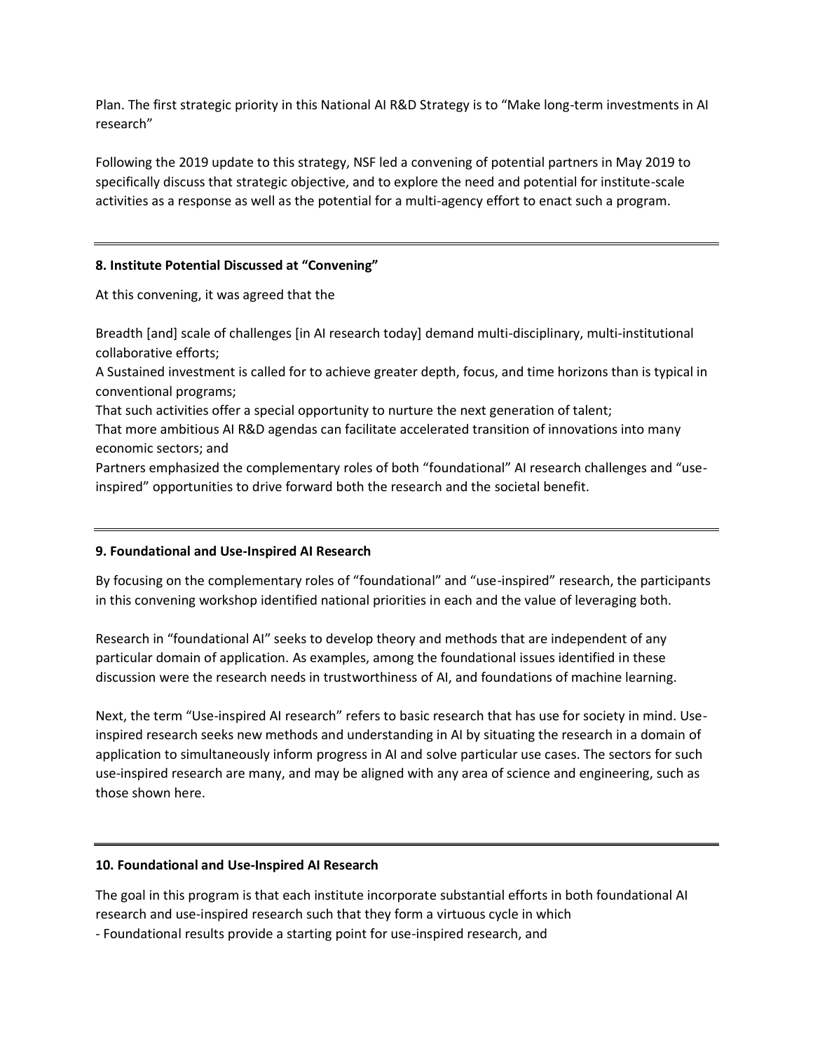Plan. The first strategic priority in this National AI R&D Strategy is to "Make long-term investments in AI research"

Following the 2019 update to this strategy, NSF led a convening of potential partners in May 2019 to specifically discuss that strategic objective, and to explore the need and potential for institute-scale activities as a response as well as the potential for a multi-agency effort to enact such a program.

---

**8. Institute Potential Discussed at "Convening"**

At this convening, it was agreed that the

Breadth [and] scale of challenges [in AI research today] demand multi-disciplinary, multi-institutional collaborative efforts;
A Sustained investment is called for to achieve greater depth, focus, and time horizons than is typical in conventional programs;
That such activities offer a special opportunity to nurture the next generation of talent;
That more ambitious AI R&D agendas can facilitate accelerated transition of innovations into many economic sectors; and
Partners emphasized the complementary roles of both "foundational" AI research challenges and "use-inspired" opportunities to drive forward both the research and the societal benefit.

---

**9. Foundational and Use-Inspired AI Research**

By focusing on the complementary roles of "foundational" and "use-inspired" research, the participants in this convening workshop identified national priorities in each and the value of leveraging both.

Research in "foundational AI" seeks to develop theory and methods that are independent of any particular domain of application. As examples, among the foundational issues identified in these discussion were the research needs in trustworthiness of AI, and foundations of machine learning.

Next, the term "Use-inspired AI research" refers to basic research that has use for society in mind. Use-inspired research seeks new methods and understanding in AI by situating the research in a domain of application to simultaneously inform progress in AI and solve particular use cases. The sectors for such use-inspired research are many, and may be aligned with any area of science and engineering, such as those shown here.

---

**10. Foundational and Use-Inspired AI Research**

The goal in this program is that each institute incorporate substantial efforts in both foundational AI research and use-inspired research such that they form a virtuous cycle in which

- Foundational results provide a starting point for use-inspired research, and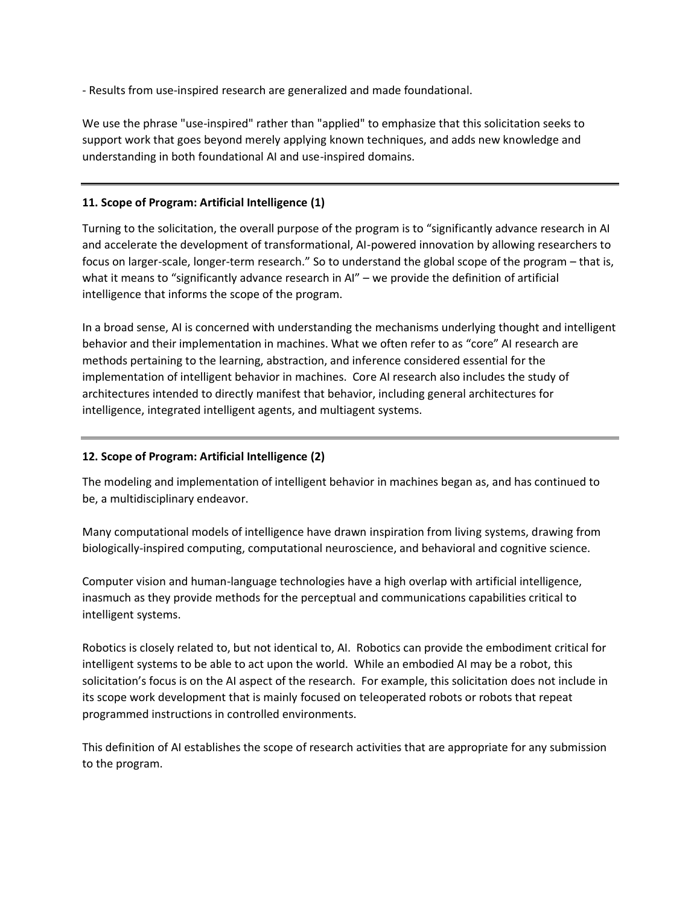- Results from use-inspired research are generalized and made foundational.

We use the phrase "use-inspired" rather than "applied" to emphasize that this solicitation seeks to support work that goes beyond merely applying known techniques, and adds new knowledge and understanding in both foundational AI and use-inspired domains.

---

**11. Scope of Program: Artificial Intelligence (1)**

Turning to the solicitation, the overall purpose of the program is to “significantly advance research in AI and accelerate the development of transformational, AI-powered innovation by allowing researchers to focus on larger-scale, longer-term research.” So to understand the global scope of the program – that is, what it means to “significantly advance research in AI” – we provide the definition of artificial intelligence that informs the scope of the program.

In a broad sense, AI is concerned with understanding the mechanisms underlying thought and intelligent behavior and their implementation in machines. What we often refer to as “core” AI research are methods pertaining to the learning, abstraction, and inference considered essential for the implementation of intelligent behavior in machines. Core AI research also includes the study of architectures intended to directly manifest that behavior, including general architectures for intelligence, integrated intelligent agents, and multiagent systems.

---

**12. Scope of Program: Artificial Intelligence (2)**

The modeling and implementation of intelligent behavior in machines began as, and has continued to be, a multidisciplinary endeavor.

Many computational models of intelligence have drawn inspiration from living systems, drawing from biologically-inspired computing, computational neuroscience, and behavioral and cognitive science.

Computer vision and human-language technologies have a high overlap with artificial intelligence, inasmuch as they provide methods for the perceptual and communications capabilities critical to intelligent systems.

Robotics is closely related to, but not identical to, AI. Robotics can provide the embodiment critical for intelligent systems to be able to act upon the world. While an embodied AI may be a robot, this solicitation’s focus is on the AI aspect of the research. For example, this solicitation does not include in its scope work development that is mainly focused on teleoperated robots or robots that repeat programmed instructions in controlled environments.

This definition of AI establishes the scope of research activities that are appropriate for any submission to the program.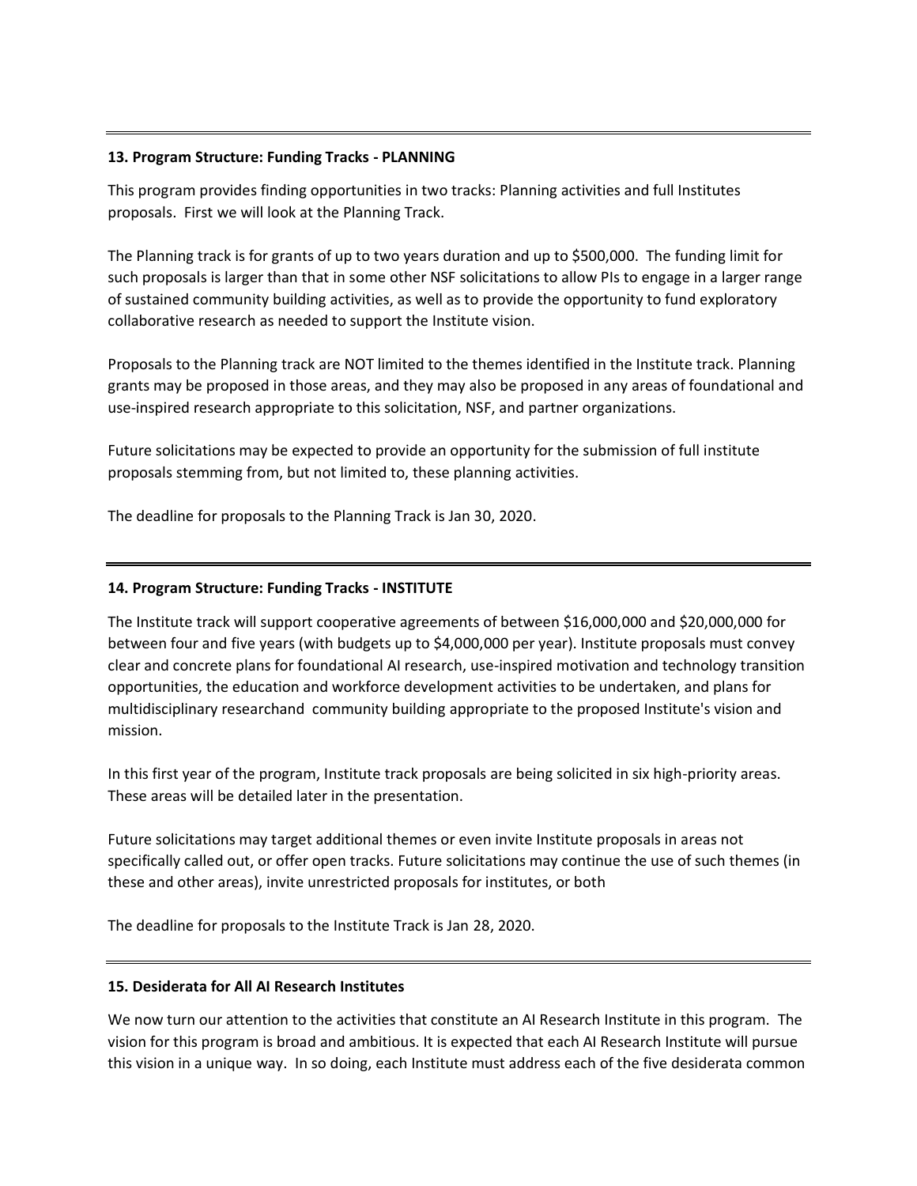---

**13. Program Structure: Funding Tracks - PLANNING**

This program provides finding opportunities in two tracks: Planning activities and full Institutes proposals. First we will look at the Planning Track.

The Planning track is for grants of up to two years duration and up to $500,000. The funding limit for such proposals is larger than that in some other NSF solicitations to allow PIs to engage in a larger range of sustained community building activities, as well as to provide the opportunity to fund exploratory collaborative research as needed to support the Institute vision.

Proposals to the Planning track are NOT limited to the themes identified in the Institute track. Planning grants may be proposed in those areas, and they may also be proposed in any areas of foundational and use-inspired research appropriate to this solicitation, NSF, and partner organizations.

Future solicitations may be expected to provide an opportunity for the submission of full institute proposals stemming from, but not limited to, these planning activities.

The deadline for proposals to the Planning Track is Jan 30, 2020.

---

**14. Program Structure: Funding Tracks - INSTITUTE**

The Institute track will support cooperative agreements of between $16,000,000 and $20,000,000 for between four and five years (with budgets up to $4,000,000 per year). Institute proposals must convey clear and concrete plans for foundational AI research, use-inspired motivation and technology transition opportunities, the education and workforce development activities to be undertaken, and plans for multidisciplinary researchand community building appropriate to the proposed Institute's vision and mission.

In this first year of the program, Institute track proposals are being solicited in six high-priority areas. These areas will be detailed later in the presentation.

Future solicitations may target additional themes or even invite Institute proposals in areas not specifically called out, or offer open tracks. Future solicitations may continue the use of such themes (in these and other areas), invite unrestricted proposals for institutes, or both

The deadline for proposals to the Institute Track is Jan 28, 2020.

---

**15. Desiderata for All AI Research Institutes**

We now turn our attention to the activities that constitute an AI Research Institute in this program. The vision for this program is broad and ambitious. It is expected that each AI Research Institute will pursue this vision in a unique way. In so doing, each Institute must address each of the five desiderata common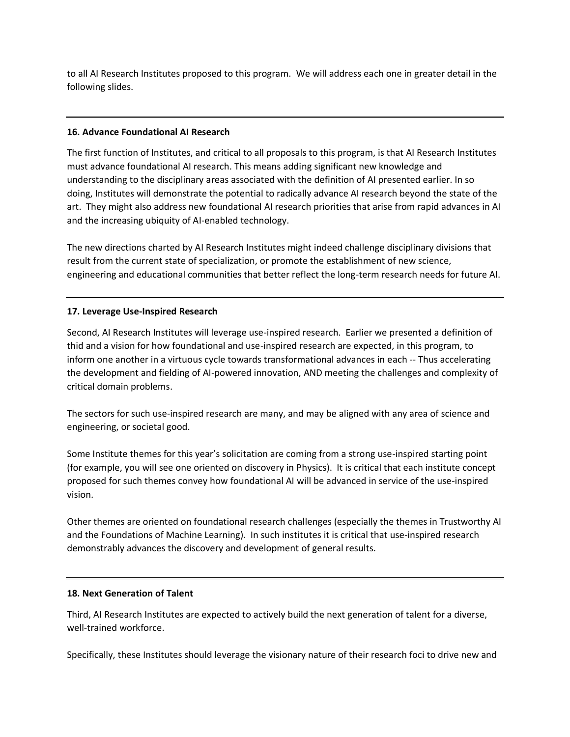to all AI Research Institutes proposed to this program. We will address each one in greater detail in the following slides.

---

**16. Advance Foundational AI Research**

The first function of Institutes, and critical to all proposals to this program, is that AI Research Institutes must advance foundational AI research. This means adding significant new knowledge and understanding to the disciplinary areas associated with the definition of AI presented earlier. In so doing, Institutes will demonstrate the potential to radically advance AI research beyond the state of the art. They might also address new foundational AI research priorities that arise from rapid advances in AI and the increasing ubiquity of AI-enabled technology.

The new directions charted by AI Research Institutes might indeed challenge disciplinary divisions that result from the current state of specialization, or promote the establishment of new science, engineering and educational communities that better reflect the long-term research needs for future AI.

---

**17. Leverage Use-Inspired Research**

Second, AI Research Institutes will leverage use-inspired research. Earlier we presented a definition of thid and a vision for how foundational and use-inspired research are expected, in this program, to inform one another in a virtuous cycle towards transformational advances in each -- Thus accelerating the development and fielding of AI-powered innovation, AND meeting the challenges and complexity of critical domain problems.

The sectors for such use-inspired research are many, and may be aligned with any area of science and engineering, or societal good.

Some Institute themes for this year's solicitation are coming from a strong use-inspired starting point (for example, you will see one oriented on discovery in Physics). It is critical that each institute concept proposed for such themes convey how foundational AI will be advanced in service of the use-inspired vision.

Other themes are oriented on foundational research challenges (especially the themes in Trustworthy AI and the Foundations of Machine Learning). In such institutes it is critical that use-inspired research demonstrably advances the discovery and development of general results.

---

**18. Next Generation of Talent**

Third, AI Research Institutes are expected to actively build the next generation of talent for a diverse, well-trained workforce.

Specifically, these Institutes should leverage the visionary nature of their research foci to drive new and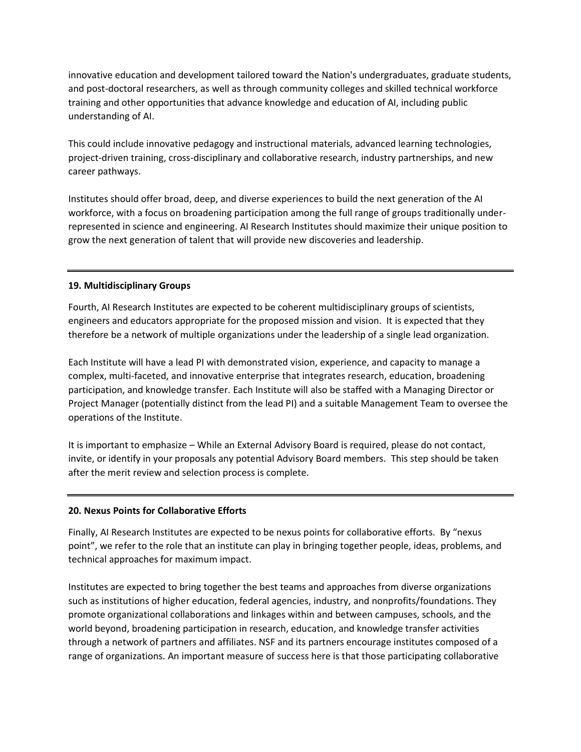innovative education and development tailored toward the Nation's undergraduates, graduate students, and post-doctoral researchers, as well as through community colleges and skilled technical workforce training and other opportunities that advance knowledge and education of AI, including public understanding of AI.

This could include innovative pedagogy and instructional materials, advanced learning technologies, project-driven training, cross-disciplinary and collaborative research, industry partnerships, and new career pathways.

Institutes should offer broad, deep, and diverse experiences to build the next generation of the AI workforce, with a focus on broadening participation among the full range of groups traditionally under-represented in science and engineering. AI Research Institutes should maximize their unique position to grow the next generation of talent that will provide new discoveries and leadership.

---

**19. Multidisciplinary Groups**

Fourth, AI Research Institutes are expected to be coherent multidisciplinary groups of scientists, engineers and educators appropriate for the proposed mission and vision. It is expected that they therefore be a network of multiple organizations under the leadership of a single lead organization.

Each Institute will have a lead PI with demonstrated vision, experience, and capacity to manage a complex, multi-faceted, and innovative enterprise that integrates research, education, broadening participation, and knowledge transfer. Each Institute will also be staffed with a Managing Director or Project Manager (potentially distinct from the lead PI) and a suitable Management Team to oversee the operations of the Institute.

It is important to emphasize – While an External Advisory Board is required, please do not contact, invite, or identify in your proposals any potential Advisory Board members. This step should be taken after the merit review and selection process is complete.

---

**20. Nexus Points for Collaborative Efforts**

Finally, AI Research Institutes are expected to be nexus points for collaborative efforts. By "nexus point", we refer to the role that an institute can play in bringing together people, ideas, problems, and technical approaches for maximum impact.

Institutes are expected to bring together the best teams and approaches from diverse organizations such as institutions of higher education, federal agencies, industry, and nonprofits/foundations. They promote organizational collaborations and linkages within and between campuses, schools, and the world beyond, broadening participation in research, education, and knowledge transfer activities through a network of partners and affiliates. NSF and its partners encourage institutes composed of a range of organizations. An important measure of success here is that those participating collaborative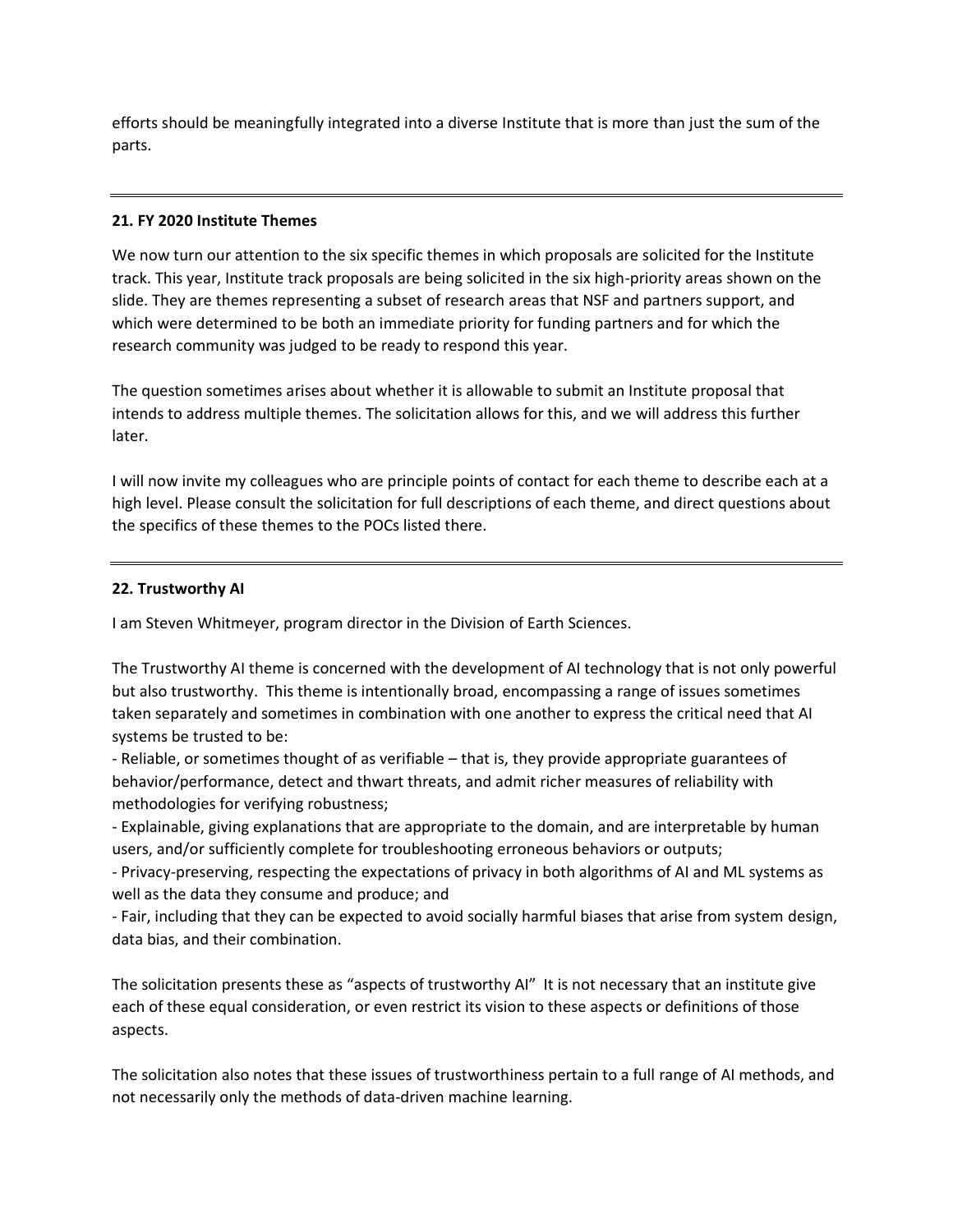efforts should be meaningfully integrated into a diverse Institute that is more than just the sum of the parts.

---

**21. FY 2020 Institute Themes**

We now turn our attention to the six specific themes in which proposals are solicited for the Institute track. This year, Institute track proposals are being solicited in the six high-priority areas shown on the slide. They are themes representing a subset of research areas that NSF and partners support, and which were determined to be both an immediate priority for funding partners and for which the research community was judged to be ready to respond this year.

The question sometimes arises about whether it is allowable to submit an Institute proposal that intends to address multiple themes. The solicitation allows for this, and we will address this further later.

I will now invite my colleagues who are principle points of contact for each theme to describe each at a high level. Please consult the solicitation for full descriptions of each theme, and direct questions about the specifics of these themes to the POCs listed there.

---

**22. Trustworthy AI**

I am Steven Whitmeyer, program director in the Division of Earth Sciences.

The Trustworthy AI theme is concerned with the development of AI technology that is not only powerful but also trustworthy. This theme is intentionally broad, encompassing a range of issues sometimes taken separately and sometimes in combination with one another to express the critical need that AI systems be trusted to be:

- Reliable, or sometimes thought of as verifiable – that is, they provide appropriate guarantees of behavior/performance, detect and thwart threats, and admit richer measures of reliability with methodologies for verifying robustness;
- Explainable, giving explanations that are appropriate to the domain, and are interpretable by human users, and/or sufficiently complete for troubleshooting erroneous behaviors or outputs;
- Privacy-preserving, respecting the expectations of privacy in both algorithms of AI and ML systems as well as the data they consume and produce; and
- Fair, including that they can be expected to avoid socially harmful biases that arise from system design, data bias, and their combination.

The solicitation presents these as "aspects of trustworthy AI" It is not necessary that an institute give each of these equal consideration, or even restrict its vision to these aspects or definitions of those aspects.

The solicitation also notes that these issues of trustworthiness pertain to a full range of AI methods, and not necessarily only the methods of data-driven machine learning.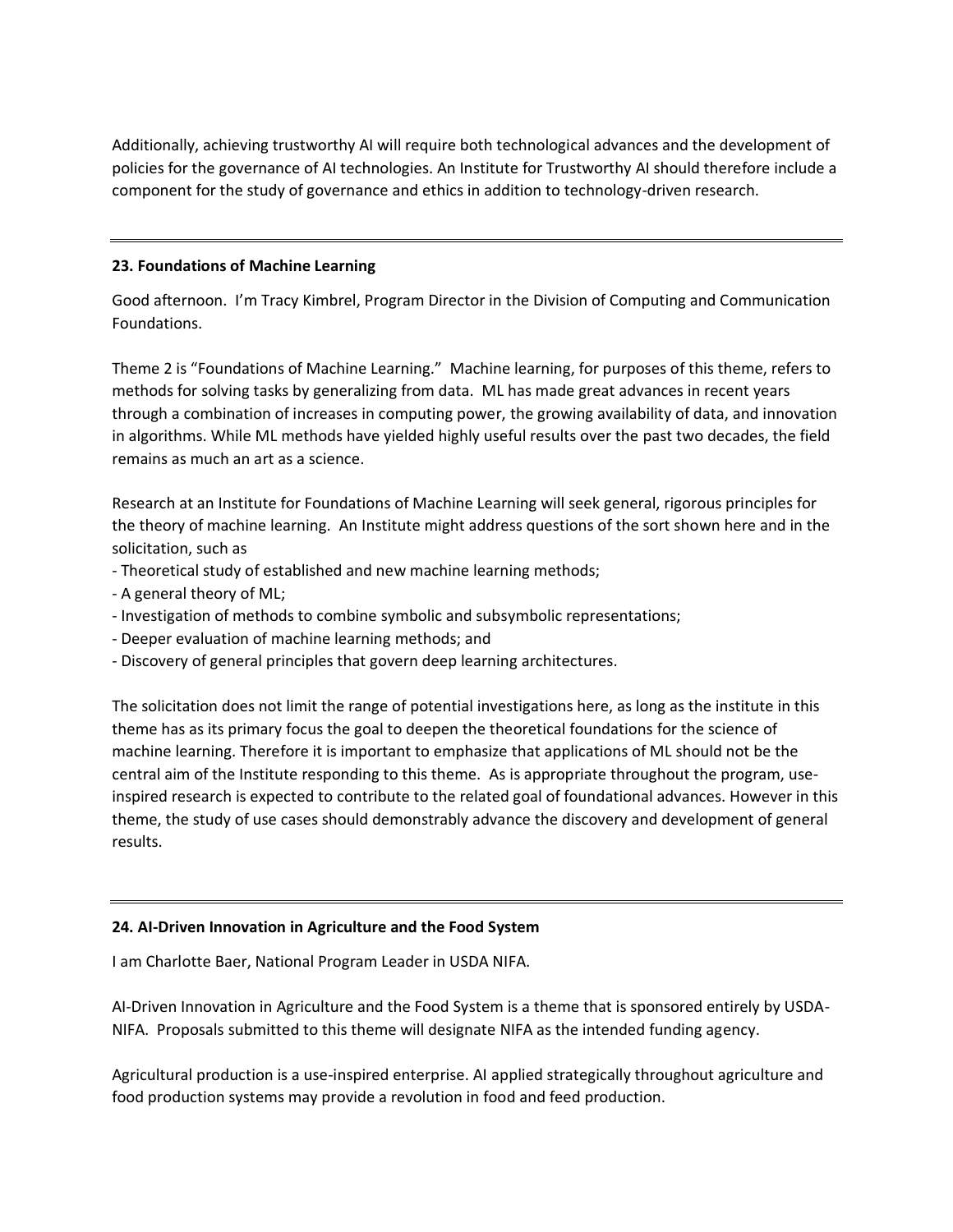Additionally, achieving trustworthy AI will require both technological advances and the development of policies for the governance of AI technologies. An Institute for Trustworthy AI should therefore include a component for the study of governance and ethics in addition to technology-driven research.

---

**23. Foundations of Machine Learning**

Good afternoon. I'm Tracy Kimbrel, Program Director in the Division of Computing and Communication Foundations.

Theme 2 is "Foundations of Machine Learning." Machine learning, for purposes of this theme, refers to methods for solving tasks by generalizing from data. ML has made great advances in recent years through a combination of increases in computing power, the growing availability of data, and innovation in algorithms. While ML methods have yielded highly useful results over the past two decades, the field remains as much an art as a science.

Research at an Institute for Foundations of Machine Learning will seek general, rigorous principles for the theory of machine learning. An Institute might address questions of the sort shown here and in the solicitation, such as

- Theoretical study of established and new machine learning methods;
- A general theory of ML;
- Investigation of methods to combine symbolic and subsymbolic representations;
- Deeper evaluation of machine learning methods; and
- Discovery of general principles that govern deep learning architectures.

The solicitation does not limit the range of potential investigations here, as long as the institute in this theme has as its primary focus the goal to deepen the theoretical foundations for the science of machine learning. Therefore it is important to emphasize that applications of ML should not be the central aim of the Institute responding to this theme. As is appropriate throughout the program, use-inspired research is expected to contribute to the related goal of foundational advances. However in this theme, the study of use cases should demonstrably advance the discovery and development of general results.

---

**24. AI-Driven Innovation in Agriculture and the Food System**

I am Charlotte Baer, National Program Leader in USDA NIFA.

AI-Driven Innovation in Agriculture and the Food System is a theme that is sponsored entirely by USDA-NIFA. Proposals submitted to this theme will designate NIFA as the intended funding agency.

Agricultural production is a use-inspired enterprise. AI applied strategically throughout agriculture and food production systems may provide a revolution in food and feed production.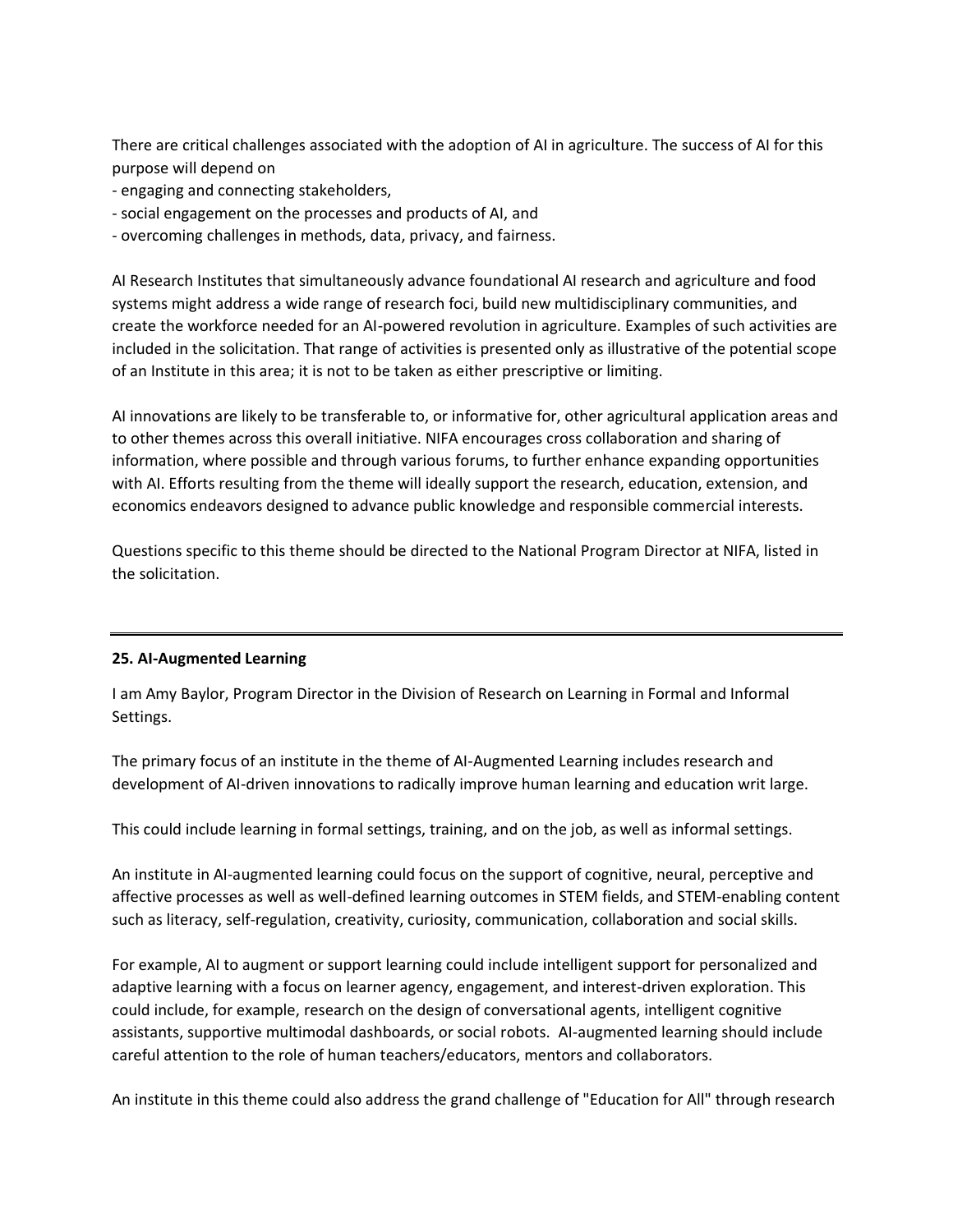There are critical challenges associated with the adoption of AI in agriculture. The success of AI for this purpose will depend on

- engaging and connecting stakeholders,
- social engagement on the processes and products of AI, and
- overcoming challenges in methods, data, privacy, and fairness.

AI Research Institutes that simultaneously advance foundational AI research and agriculture and food systems might address a wide range of research foci, build new multidisciplinary communities, and create the workforce needed for an AI-powered revolution in agriculture. Examples of such activities are included in the solicitation. That range of activities is presented only as illustrative of the potential scope of an Institute in this area; it is not to be taken as either prescriptive or limiting.

AI innovations are likely to be transferable to, or informative for, other agricultural application areas and to other themes across this overall initiative. NIFA encourages cross collaboration and sharing of information, where possible and through various forums, to further enhance expanding opportunities with AI. Efforts resulting from the theme will ideally support the research, education, extension, and economics endeavors designed to advance public knowledge and responsible commercial interests.

Questions specific to this theme should be directed to the National Program Director at NIFA, listed in the solicitation.

---

**25. AI-Augmented Learning**

I am Amy Baylor, Program Director in the Division of Research on Learning in Formal and Informal Settings.

The primary focus of an institute in the theme of AI-Augmented Learning includes research and development of AI-driven innovations to radically improve human learning and education writ large.

This could include learning in formal settings, training, and on the job, as well as informal settings.

An institute in AI-augmented learning could focus on the support of cognitive, neural, perceptive and affective processes as well as well-defined learning outcomes in STEM fields, and STEM-enabling content such as literacy, self-regulation, creativity, curiosity, communication, collaboration and social skills.

For example, AI to augment or support learning could include intelligent support for personalized and adaptive learning with a focus on learner agency, engagement, and interest-driven exploration. This could include, for example, research on the design of conversational agents, intelligent cognitive assistants, supportive multimodal dashboards, or social robots. AI-augmented learning should include careful attention to the role of human teachers/educators, mentors and collaborators.

An institute in this theme could also address the grand challenge of "Education for All" through research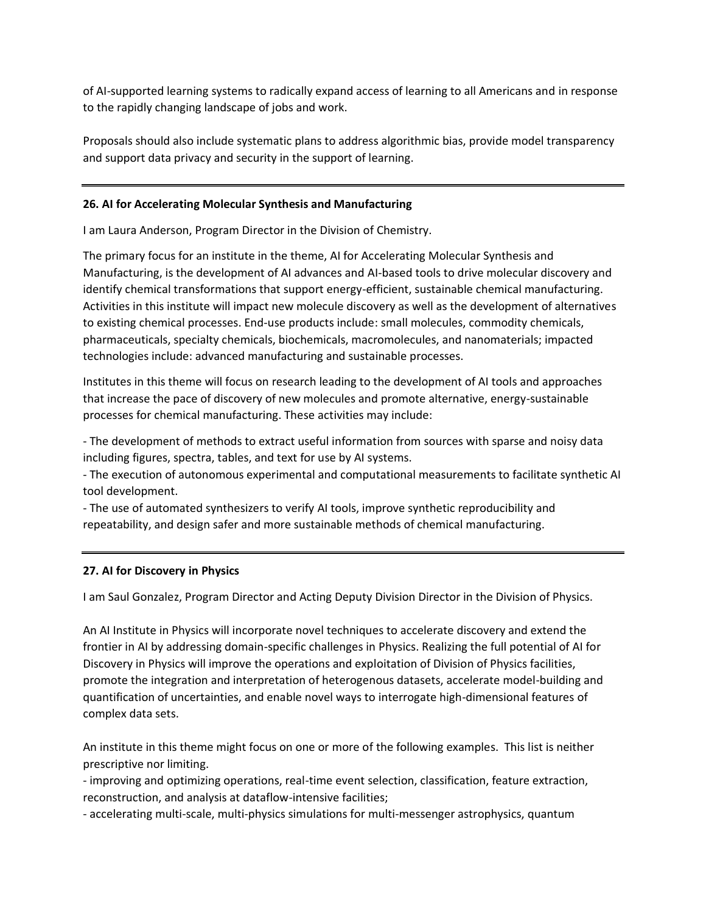of AI-supported learning systems to radically expand access of learning to all Americans and in response to the rapidly changing landscape of jobs and work.

Proposals should also include systematic plans to address algorithmic bias, provide model transparency and support data privacy and security in the support of learning.

---

**26. AI for Accelerating Molecular Synthesis and Manufacturing**

I am Laura Anderson, Program Director in the Division of Chemistry.

The primary focus for an institute in the theme, AI for Accelerating Molecular Synthesis and Manufacturing, is the development of AI advances and AI-based tools to drive molecular discovery and identify chemical transformations that support energy-efficient, sustainable chemical manufacturing. Activities in this institute will impact new molecule discovery as well as the development of alternatives to existing chemical processes. End-use products include: small molecules, commodity chemicals, pharmaceuticals, specialty chemicals, biochemicals, macromolecules, and nanomaterials; impacted technologies include: advanced manufacturing and sustainable processes.

Institutes in this theme will focus on research leading to the development of AI tools and approaches that increase the pace of discovery of new molecules and promote alternative, energy-sustainable processes for chemical manufacturing. These activities may include:

- The development of methods to extract useful information from sources with sparse and noisy data including figures, spectra, tables, and text for use by AI systems.
- The execution of autonomous experimental and computational measurements to facilitate synthetic AI tool development.
- The use of automated synthesizers to verify AI tools, improve synthetic reproducibility and repeatability, and design safer and more sustainable methods of chemical manufacturing.

---

**27. AI for Discovery in Physics**

I am Saul Gonzalez, Program Director and Acting Deputy Division Director in the Division of Physics.

An AI Institute in Physics will incorporate novel techniques to accelerate discovery and extend the frontier in AI by addressing domain-specific challenges in Physics. Realizing the full potential of AI for Discovery in Physics will improve the operations and exploitation of Division of Physics facilities, promote the integration and interpretation of heterogenous datasets, accelerate model-building and quantification of uncertainties, and enable novel ways to interrogate high-dimensional features of complex data sets.

An institute in this theme might focus on one or more of the following examples. This list is neither prescriptive nor limiting.

- improving and optimizing operations, real-time event selection, classification, feature extraction, reconstruction, and analysis at dataflow-intensive facilities;
- accelerating multi-scale, multi-physics simulations for multi-messenger astrophysics, quantum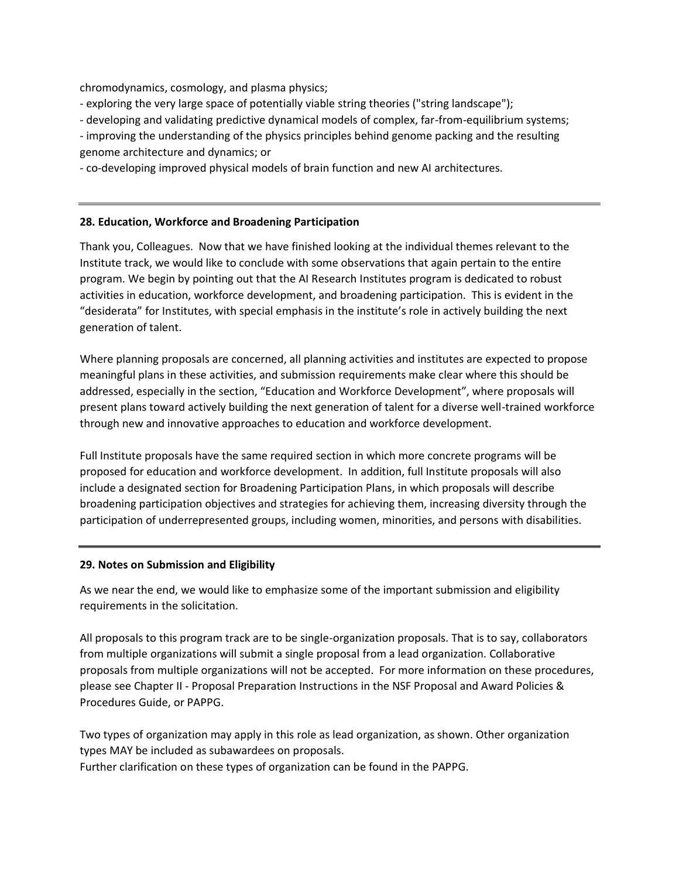chromodynamics, cosmology, and plasma physics;
- exploring the very large space of potentially viable string theories ("string landscape");
- developing and validating predictive dynamical models of complex, far-from-equilibrium systems;
- improving the understanding of the physics principles behind genome packing and the resulting genome architecture and dynamics; or
- co-developing improved physical models of brain function and new AI architectures.

---

**28. Education, Workforce and Broadening Participation**

Thank you, Colleagues. Now that we have finished looking at the individual themes relevant to the Institute track, we would like to conclude with some observations that again pertain to the entire program. We begin by pointing out that the AI Research Institutes program is dedicated to robust activities in education, workforce development, and broadening participation. This is evident in the "desiderata" for Institutes, with special emphasis in the institute's role in actively building the next generation of talent.

Where planning proposals are concerned, all planning activities and institutes are expected to propose meaningful plans in these activities, and submission requirements make clear where this should be addressed, especially in the section, "Education and Workforce Development", where proposals will present plans toward actively building the next generation of talent for a diverse well-trained workforce through new and innovative approaches to education and workforce development.

Full Institute proposals have the same required section in which more concrete programs will be proposed for education and workforce development. In addition, full Institute proposals will also include a designated section for Broadening Participation Plans, in which proposals will describe broadening participation objectives and strategies for achieving them, increasing diversity through the participation of underrepresented groups, including women, minorities, and persons with disabilities.

---

**29. Notes on Submission and Eligibility**

As we near the end, we would like to emphasize some of the important submission and eligibility requirements in the solicitation.

All proposals to this program track are to be single-organization proposals. That is to say, collaborators from multiple organizations will submit a single proposal from a lead organization. Collaborative proposals from multiple organizations will not be accepted. For more information on these procedures, please see Chapter II - Proposal Preparation Instructions in the NSF Proposal and Award Policies & Procedures Guide, or PAPPG.

Two types of organization may apply in this role as lead organization, as shown. Other organization types MAY be included as subawardees on proposals.
Further clarification on these types of organization can be found in the PAPPG.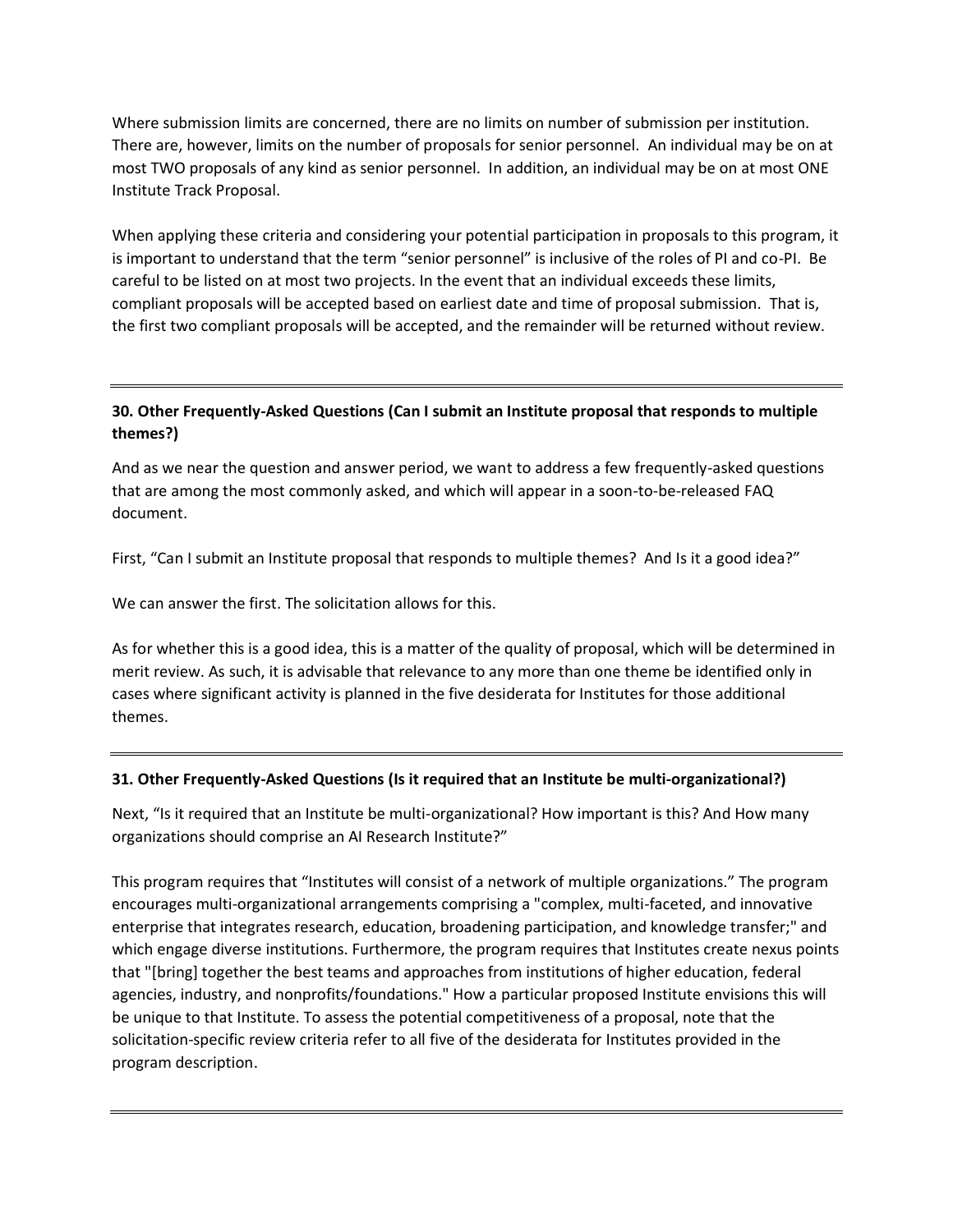Where submission limits are concerned, there are no limits on number of submission per institution. There are, however, limits on the number of proposals for senior personnel. An individual may be on at most TWO proposals of any kind as senior personnel. In addition, an individual may be on at most ONE Institute Track Proposal.

When applying these criteria and considering your potential participation in proposals to this program, it is important to understand that the term "senior personnel" is inclusive of the roles of PI and co-PI. Be careful to be listed on at most two projects. In the event that an individual exceeds these limits, compliant proposals will be accepted based on earliest date and time of proposal submission. That is, the first two compliant proposals will be accepted, and the remainder will be returned without review.

---

**30. Other Frequently-Asked Questions (Can I submit an Institute proposal that responds to multiple themes?)**

And as we near the question and answer period, we want to address a few frequently-asked questions that are among the most commonly asked, and which will appear in a soon-to-be-released FAQ document.

First, "Can I submit an Institute proposal that responds to multiple themes? And Is it a good idea?"

We can answer the first. The solicitation allows for this.

As for whether this is a good idea, this is a matter of the quality of proposal, which will be determined in merit review. As such, it is advisable that relevance to any more than one theme be identified only in cases where significant activity is planned in the five desiderata for Institutes for those additional themes.

---

**31. Other Frequently-Asked Questions (Is it required that an Institute be multi-organizational?)**

Next, "Is it required that an Institute be multi-organizational? How important is this? And How many organizations should comprise an AI Research Institute?"

This program requires that "Institutes will consist of a network of multiple organizations." The program encourages multi-organizational arrangements comprising a "complex, multi-faceted, and innovative enterprise that integrates research, education, broadening participation, and knowledge transfer;" and which engage diverse institutions. Furthermore, the program requires that Institutes create nexus points that "[bring] together the best teams and approaches from institutions of higher education, federal agencies, industry, and nonprofits/foundations." How a particular proposed Institute envisions this will be unique to that Institute. To assess the potential competitiveness of a proposal, note that the solicitation-specific review criteria refer to all five of the desiderata for Institutes provided in the program description.

---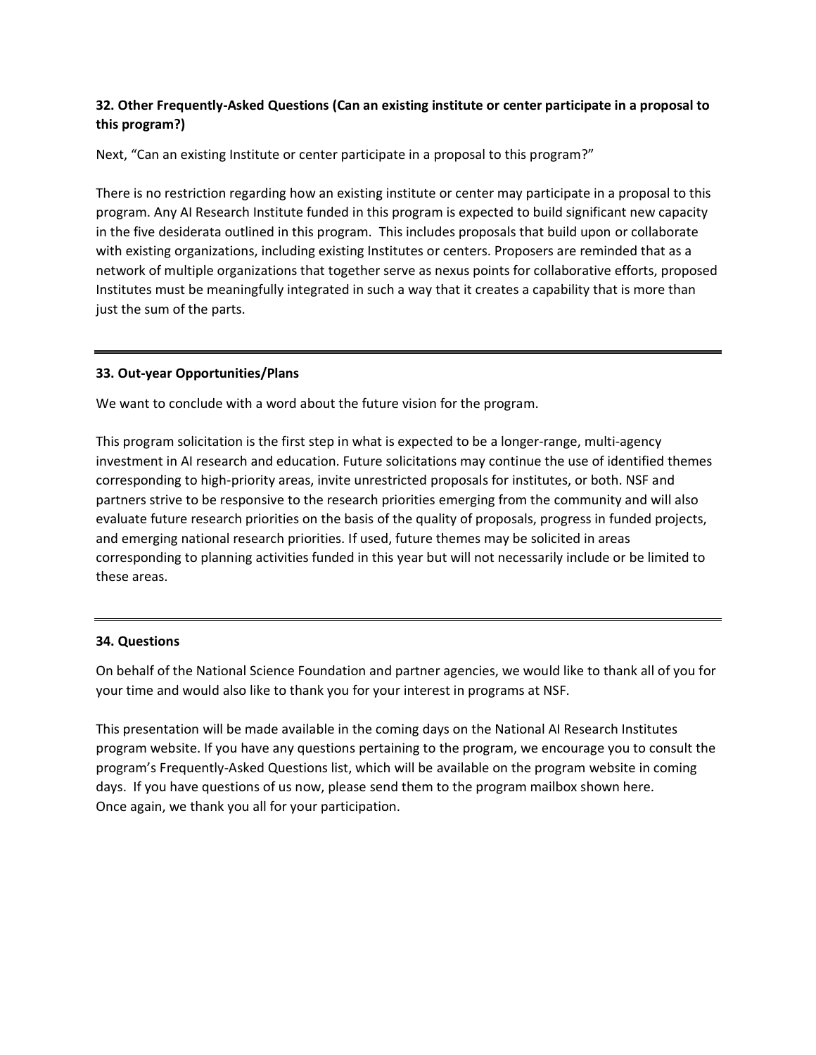**32. Other Frequently-Asked Questions (Can an existing institute or center participate in a proposal to this program?)**

Next, "Can an existing Institute or center participate in a proposal to this program?"

There is no restriction regarding how an existing institute or center may participate in a proposal to this program. Any AI Research Institute funded in this program is expected to build significant new capacity in the five desiderata outlined in this program. This includes proposals that build upon or collaborate with existing organizations, including existing Institutes or centers. Proposers are reminded that as a network of multiple organizations that together serve as nexus points for collaborative efforts, proposed Institutes must be meaningfully integrated in such a way that it creates a capability that is more than just the sum of the parts.

---

**33. Out-year Opportunities/Plans**

We want to conclude with a word about the future vision for the program.

This program solicitation is the first step in what is expected to be a longer-range, multi-agency investment in AI research and education. Future solicitations may continue the use of identified themes corresponding to high-priority areas, invite unrestricted proposals for institutes, or both. NSF and partners strive to be responsive to the research priorities emerging from the community and will also evaluate future research priorities on the basis of the quality of proposals, progress in funded projects, and emerging national research priorities. If used, future themes may be solicited in areas corresponding to planning activities funded in this year but will not necessarily include or be limited to these areas.

---

**34. Questions**

On behalf of the National Science Foundation and partner agencies, we would like to thank all of you for your time and would also like to thank you for your interest in programs at NSF.

This presentation will be made available in the coming days on the National AI Research Institutes program website. If you have any questions pertaining to the program, we encourage you to consult the program's Frequently-Asked Questions list, which will be available on the program website in coming days. If you have questions of us now, please send them to the program mailbox shown here.
Once again, we thank you all for your participation.